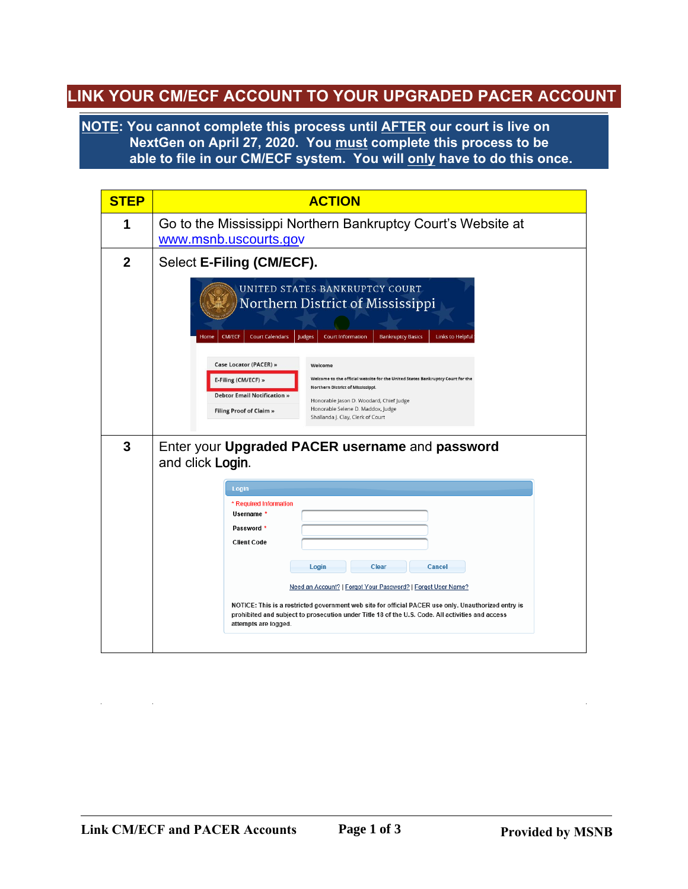# LINK YOUR CM/ECF ACCOUNT TO YOUR UPGRADED PACER ACCOUNT

**NOTE: You cannot complete this process until AFTER our court is live on NextGen on April 27, 2020. You must complete this process to be able to file in our CM/ECF system. You will only have to do this once.**

| STEP | ACTION |
|---|---|
| 1 | Go to the Mississippi Northern Bankruptcy Court's Website at www.msnb.uscourts.gov |
| 2 | Select **E-Filing (CM/ECF).** |
| 3 | Enter your **Upgraded PACER username** and **password** and click **Login**. |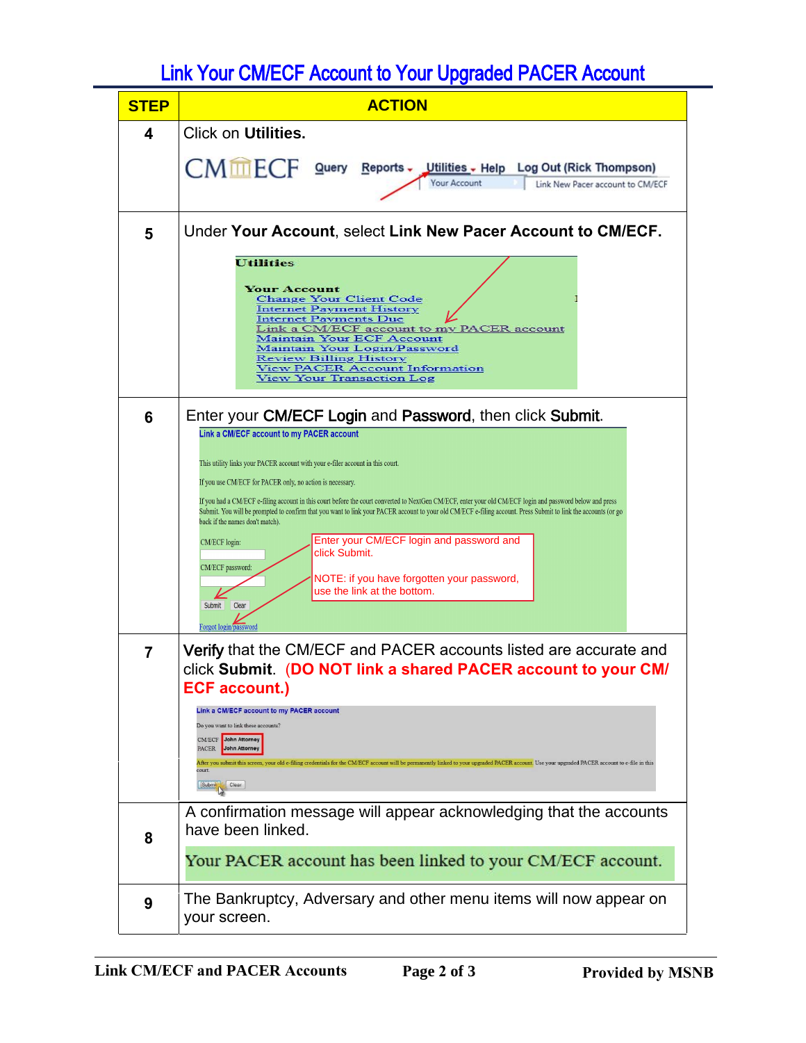# Link Your CM/ECF Account to Your Upgraded PACER Account

| STEP | ACTION |
|---|---|
| 4 | Click on **Utilities.**<br><br>CM/ECF Query Reports Utilities Help Log Out (Rick Thompson)<br>Your Account — Link New Pacer account to CM/ECF |
| 5 | Under **Your Account**, select **Link New Pacer Account to CM/ECF.**<br><br>**Utilities**<br>**Your Account**<br>Change Your Client Code<br>Internet Payment History<br>Internet Payments Due<br>Link a CM/ECF account to my PACER account<br>Maintain Your ECF Account<br>Maintain Your Login/Password<br>Review Billing History<br>View PACER Account Information<br>View Your Transaction Log |
| 6 | Enter your **CM/ECF Login** and **Password**, then click **Submit**.<br><br>**Link a CM/ECF account to my PACER account**<br>This utility links your PACER account with your e-filer account in this court.<br>If you use CM/ECF for PACER only, no action is necessary.<br>If you had a CM/ECF e-filing account in this court before the court converted to NextGen CM/ECF, enter your old CM/ECF login and password below and press Submit. You will be prompted to confirm that you want to link your PACER account to your old CM/ECF e-filing account. Press Submit to link the accounts (or go back if the names don't match).<br>CM/ECF login:<br>CM/ECF password:<br>Submit Clear<br>Forgot login/password<br><br>Enter your CM/ECF login and password and click Submit.<br>NOTE: if you have forgotten your password, use the link at the bottom. |
| 7 | **Verify** that the CM/ECF and PACER accounts listed are accurate and click **Submit**. **(DO NOT link a shared PACER account to your CM/ECF account.)**<br><br>**Link a CM/ECF account to my PACER account**<br>Do you want to link these accounts?<br>CM/ECF John Attorney<br>PACER John Attorney<br>After you submit this screen, your old e-filing credentials for the CM/ECF account will be permanently linked to your upgraded PACER account. Use your upgraded PACER account to e-file in this court.<br>Submit Clear |
| 8 | A confirmation message will appear acknowledging that the accounts have been linked.<br><br>Your PACER account has been linked to your CM/ECF account. |
| 9 | The Bankruptcy, Adversary and other menu items will now appear on your screen. |

Link CM/ECF and PACER Accounts — Provided by MSNB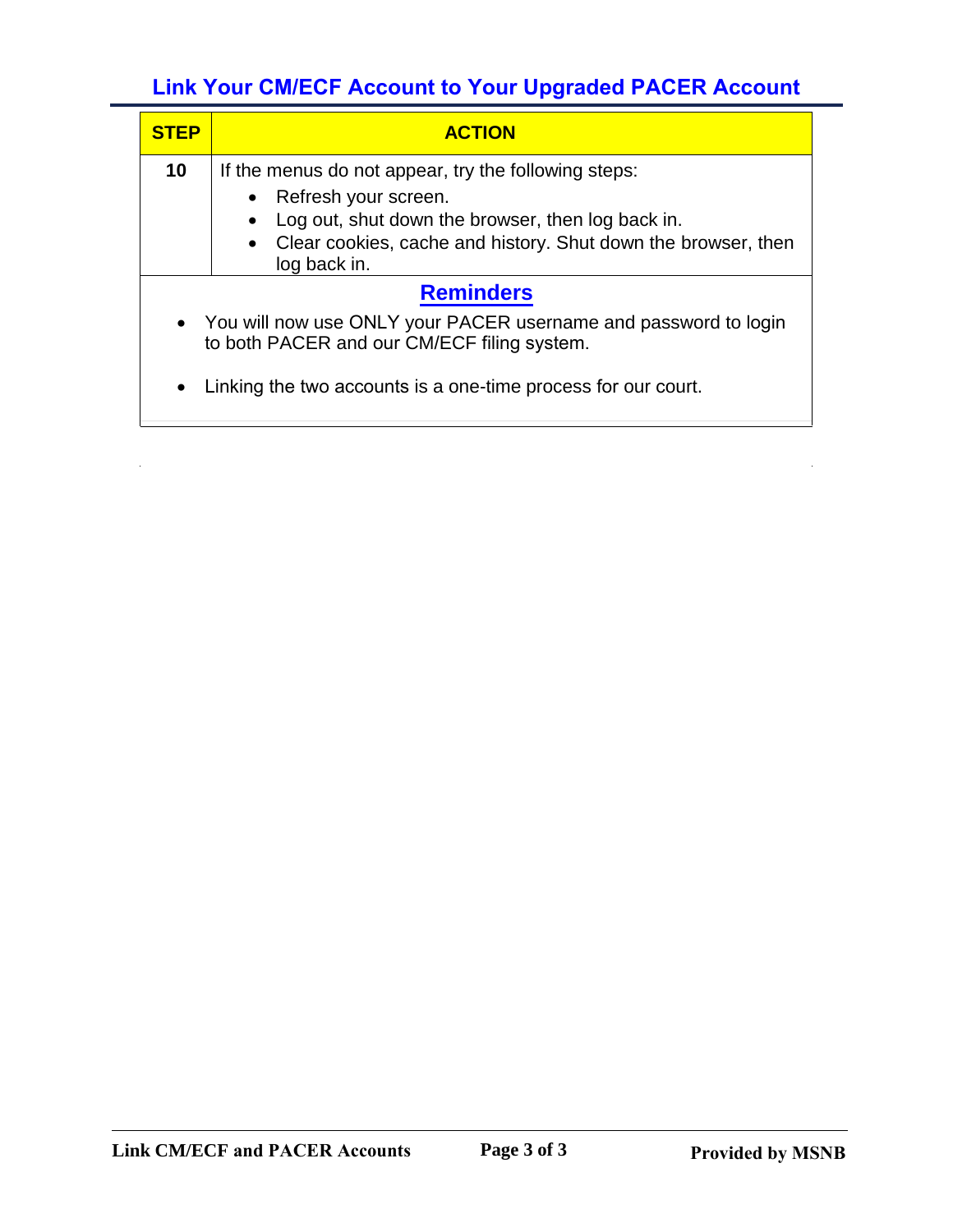# Link Your CM/ECF Account to Your Upgraded PACER Account

| STEP | ACTION |
|---|---|
| 10 | If the menus do not appear, try the following steps:<br>• Refresh your screen.<br>• Log out, shut down the browser, then log back in.<br>• Clear cookies, cache and history. Shut down the browser, then log back in. |

## Reminders

- You will now use ONLY your PACER username and password to login to both PACER and our CM/ECF filing system.
- Linking the two accounts is a one-time process for our court.